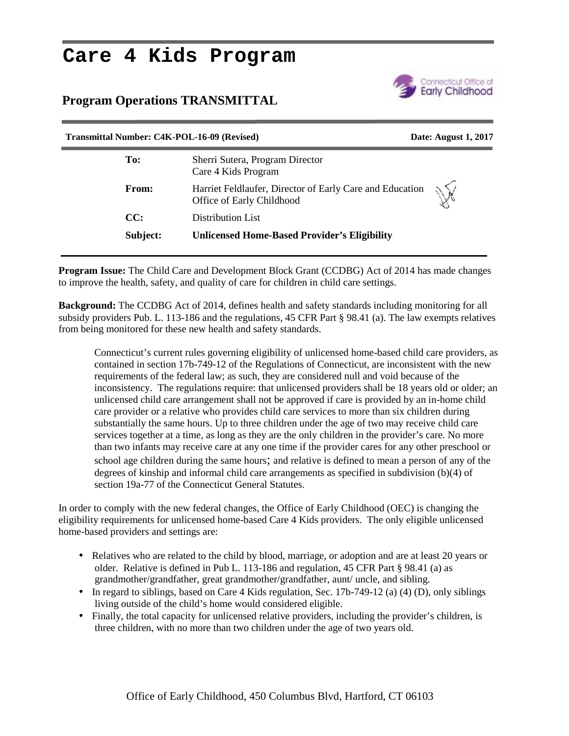# Care 4 Kids Program

## Program Operations TRANSMITTAL

**Transmittal Number: C4K-POL-16-09 (Revised)** **Date: August 1, 2017**

| | |
|---|---|
| **To:** | Sherri Sutera, Program Director<br>Care 4 Kids Program |
| **From:** | Harriet Feldlaufer, Director of Early Care and Education<br>Office of Early Childhood |
| **CC:** | Distribution List |
| **Subject:** | **Unlicensed Home-Based Provider's Eligibility** |

**Program Issue:** The Child Care and Development Block Grant (CCDBG) Act of 2014 has made changes to improve the health, safety, and quality of care for children in child care settings.

**Background:** The CCDBG Act of 2014, defines health and safety standards including monitoring for all subsidy providers Pub. L. 113-186 and the regulations, 45 CFR Part § 98.41 (a). The law exempts relatives from being monitored for these new health and safety standards.

> Connecticut's current rules governing eligibility of unlicensed home-based child care providers, as contained in section 17b-749-12 of the Regulations of Connecticut, are inconsistent with the new requirements of the federal law; as such, they are considered null and void because of the inconsistency. The regulations require: that unlicensed providers shall be 18 years old or older; an unlicensed child care arrangement shall not be approved if care is provided by an in-home child care provider or a relative who provides child care services to more than six children during substantially the same hours. Up to three children under the age of two may receive child care services together at a time, as long as they are the only children in the provider's care. No more than two infants may receive care at any one time if the provider cares for any other preschool or school age children during the same hours; and relative is defined to mean a person of any of the degrees of kinship and informal child care arrangements as specified in subdivision (b)(4) of section 19a-77 of the Connecticut General Statutes.

In order to comply with the new federal changes, the Office of Early Childhood (OEC) is changing the eligibility requirements for unlicensed home-based Care 4 Kids providers. The only eligible unlicensed home-based providers and settings are:

- Relatives who are related to the child by blood, marriage, or adoption and are at least 20 years or older. Relative is defined in Pub L. 113-186 and regulation, 45 CFR Part § 98.41 (a) as grandmother/grandfather, great grandmother/grandfather, aunt/ uncle, and sibling.
- In regard to siblings, based on Care 4 Kids regulation, Sec. 17b-749-12 (a) (4) (D), only siblings living outside of the child's home would considered eligible.
- Finally, the total capacity for unlicensed relative providers, including the provider's children, is three children, with no more than two children under the age of two years old.

Office of Early Childhood, 450 Columbus Blvd, Hartford, CT 06103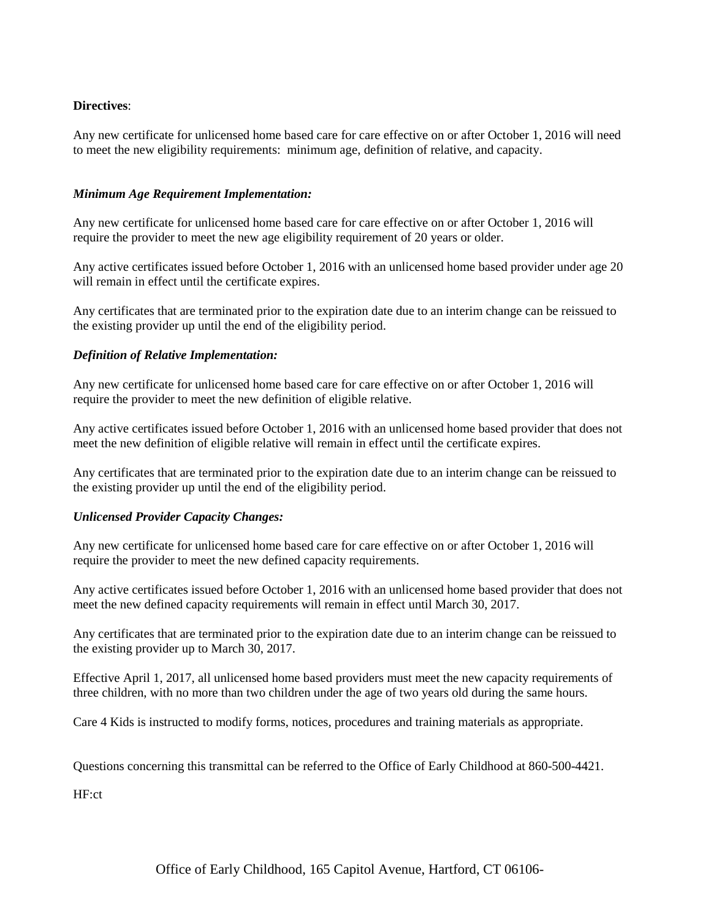**Directives**:

Any new certificate for unlicensed home based care for care effective on or after October 1, 2016 will need to meet the new eligibility requirements: minimum age, definition of relative, and capacity.

***Minimum Age Requirement Implementation:***

Any new certificate for unlicensed home based care for care effective on or after October 1, 2016 will require the provider to meet the new age eligibility requirement of 20 years or older.

Any active certificates issued before October 1, 2016 with an unlicensed home based provider under age 20 will remain in effect until the certificate expires.

Any certificates that are terminated prior to the expiration date due to an interim change can be reissued to the existing provider up until the end of the eligibility period.

***Definition of Relative Implementation:***

Any new certificate for unlicensed home based care for care effective on or after October 1, 2016 will require the provider to meet the new definition of eligible relative.

Any active certificates issued before October 1, 2016 with an unlicensed home based provider that does not meet the new definition of eligible relative will remain in effect until the certificate expires.

Any certificates that are terminated prior to the expiration date due to an interim change can be reissued to the existing provider up until the end of the eligibility period.

***Unlicensed Provider Capacity Changes:***

Any new certificate for unlicensed home based care for care effective on or after October 1, 2016 will require the provider to meet the new defined capacity requirements.

Any active certificates issued before October 1, 2016 with an unlicensed home based provider that does not meet the new defined capacity requirements will remain in effect until March 30, 2017.

Any certificates that are terminated prior to the expiration date due to an interim change can be reissued to the existing provider up to March 30, 2017.

Effective April 1, 2017, all unlicensed home based providers must meet the new capacity requirements of three children, with no more than two children under the age of two years old during the same hours.

Care 4 Kids is instructed to modify forms, notices, procedures and training materials as appropriate.

Questions concerning this transmittal can be referred to the Office of Early Childhood at 860-500-4421.

HF:ct

Office of Early Childhood, 165 Capitol Avenue, Hartford, CT 06106-